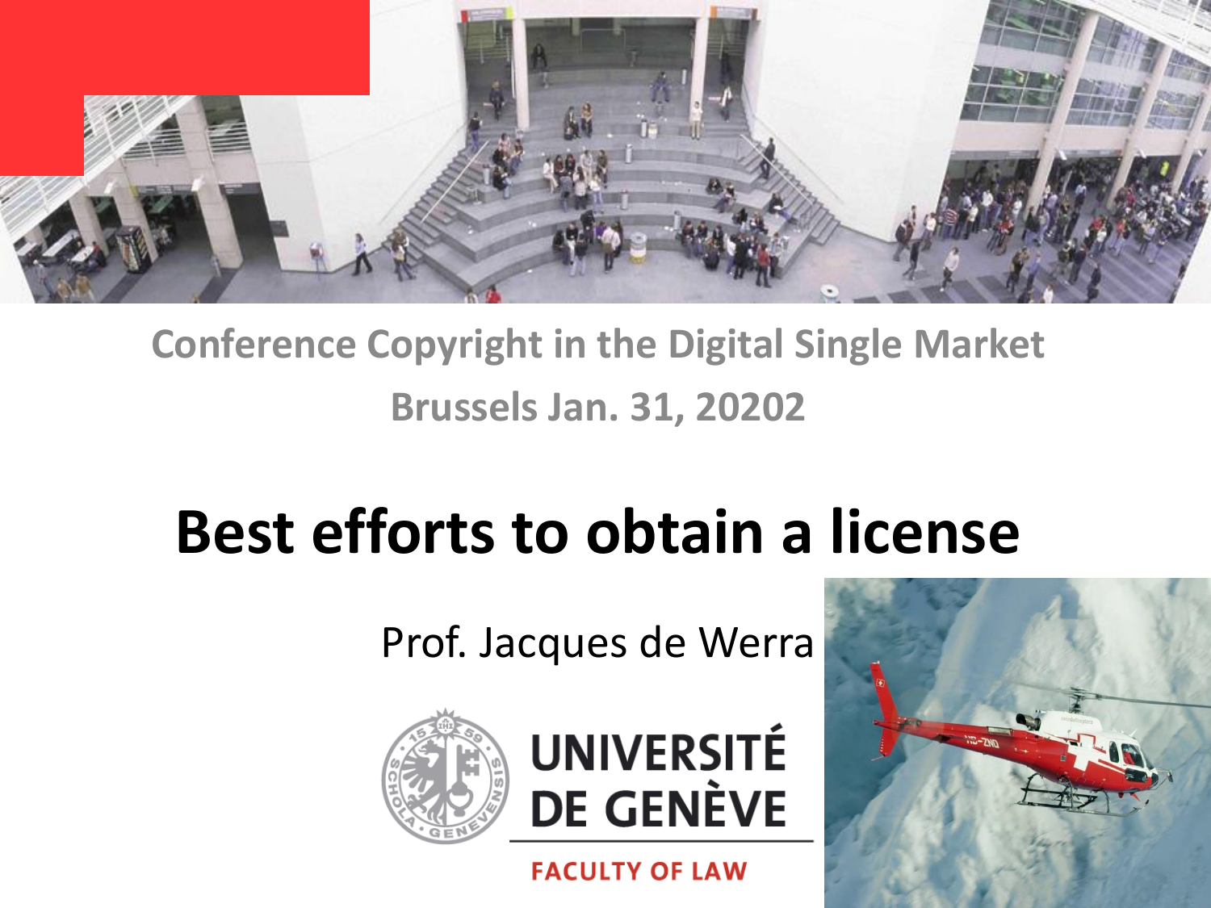Conference Copyright in the Digital Single Market

Brussels Jan. 31, 20202

# Best efforts to obtain a license

Prof. Jacques de Werra

UNIVERSITÉ DE GENÈVE

FACULTY OF LAW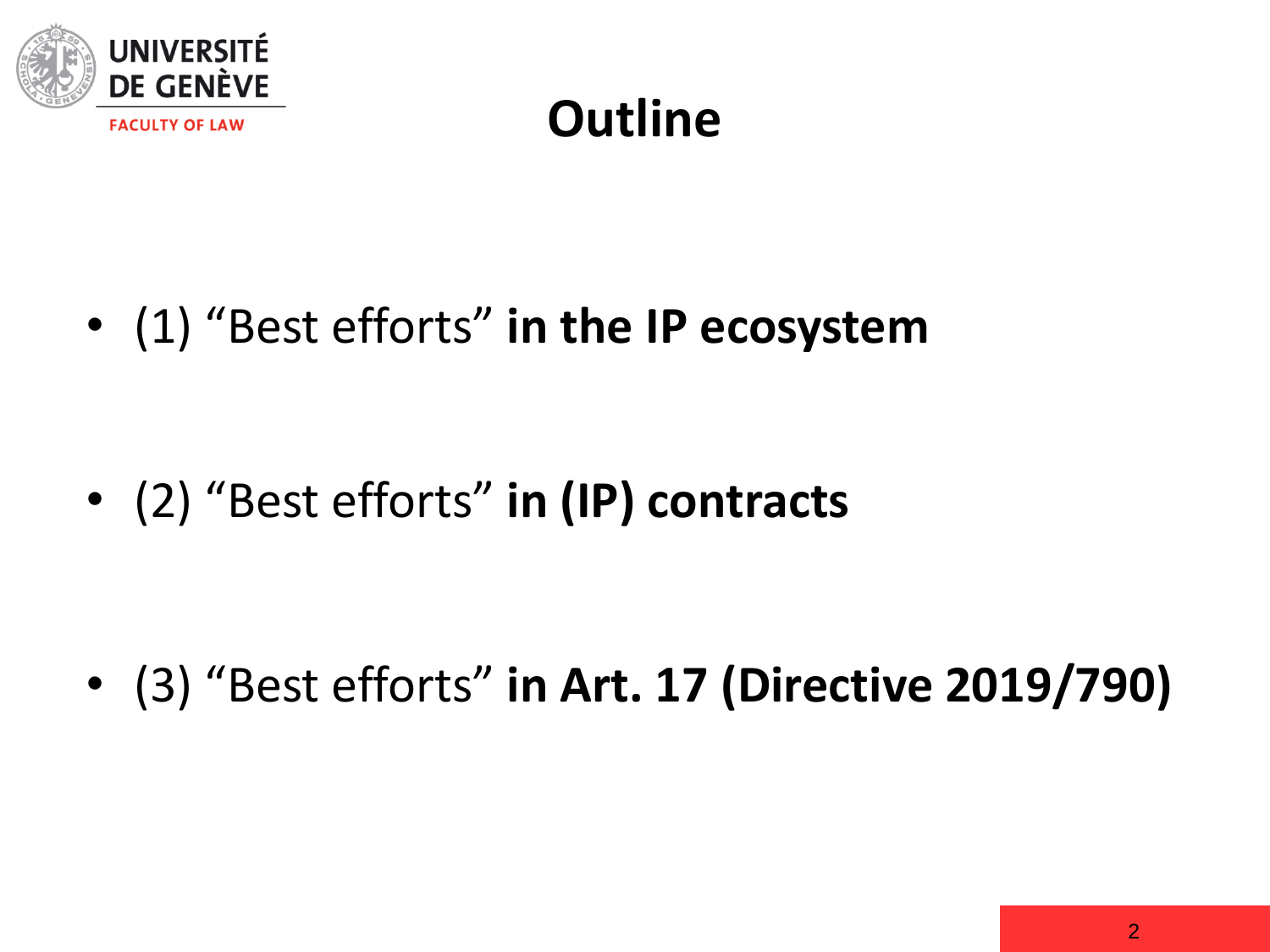# Outline

- (1) "Best efforts" **in the IP ecosystem**
- (2) "Best efforts" **in (IP) contracts**
- (3) "Best efforts" **in Art. 17 (Directive 2019/790)**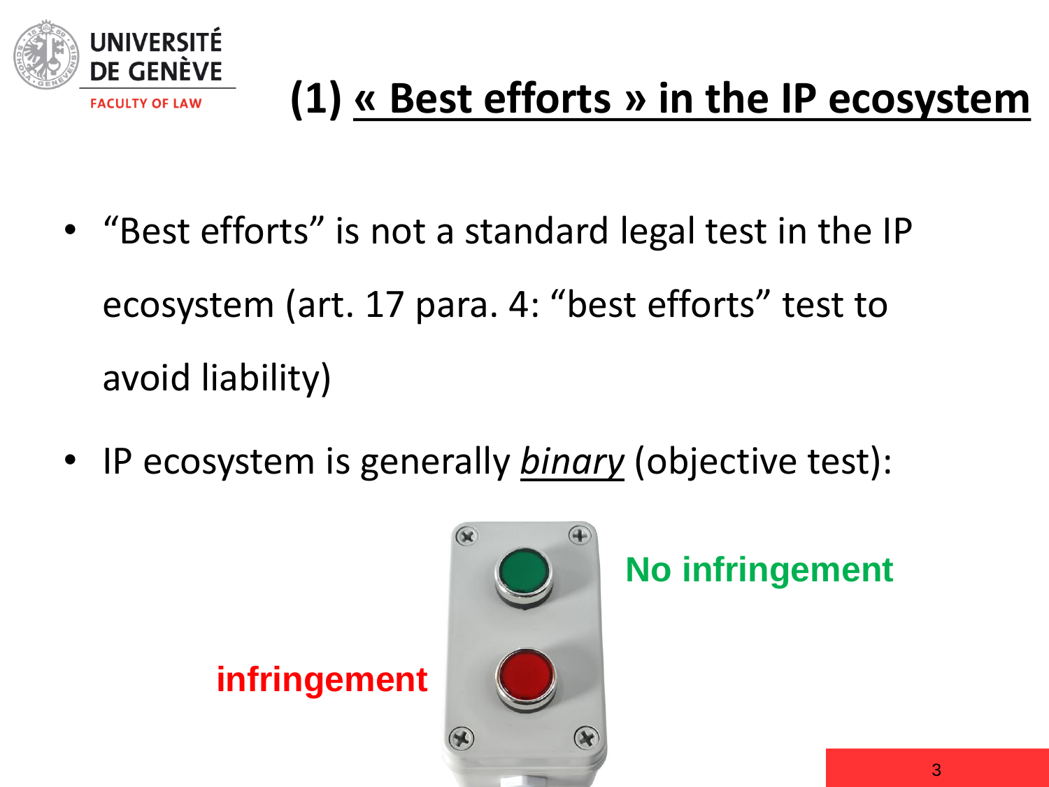# (1) « Best efforts » in the IP ecosystem

- "Best efforts" is not a standard legal test in the IP ecosystem (art. 17 para. 4: "best efforts" test to avoid liability)
- IP ecosystem is generally ***binary*** (objective test):

No infringement

infringement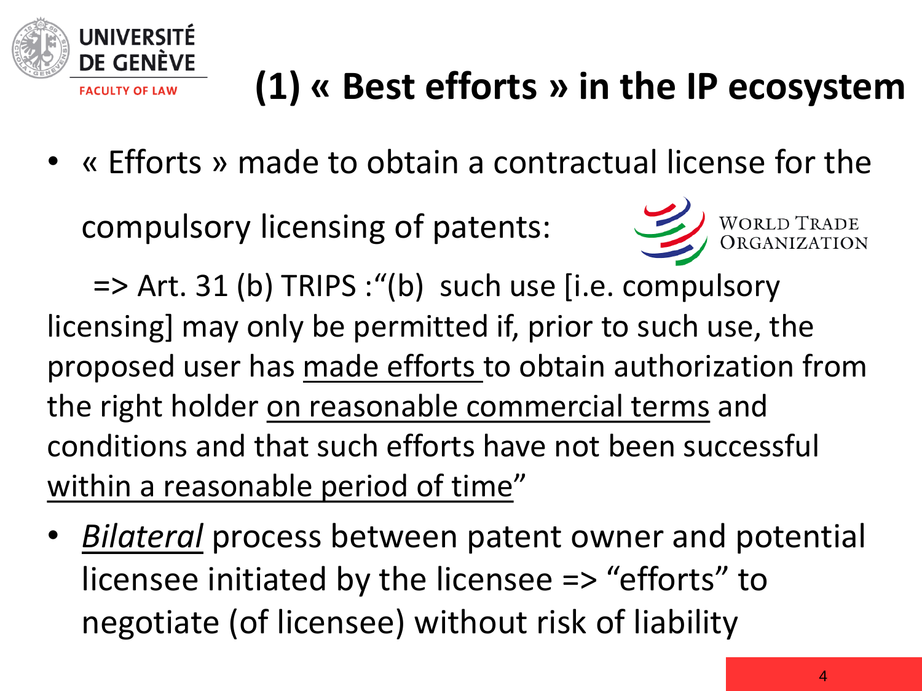# (1) « Best efforts » in the IP ecosystem

- « Efforts » made to obtain a contractual license for the compulsory licensing of patents:

  => Art. 31 (b) TRIPS :"(b) such use [i.e. compulsory licensing] may only be permitted if, prior to such use, the proposed user has <u>made efforts</u> to obtain authorization from the right holder <u>on reasonable commercial terms</u> and conditions and that such efforts have not been successful <u>within a reasonable period of time</u>"

- <u>*Bilateral*</u> process between patent owner and potential licensee initiated by the licensee => "efforts" to negotiate (of licensee) without risk of liability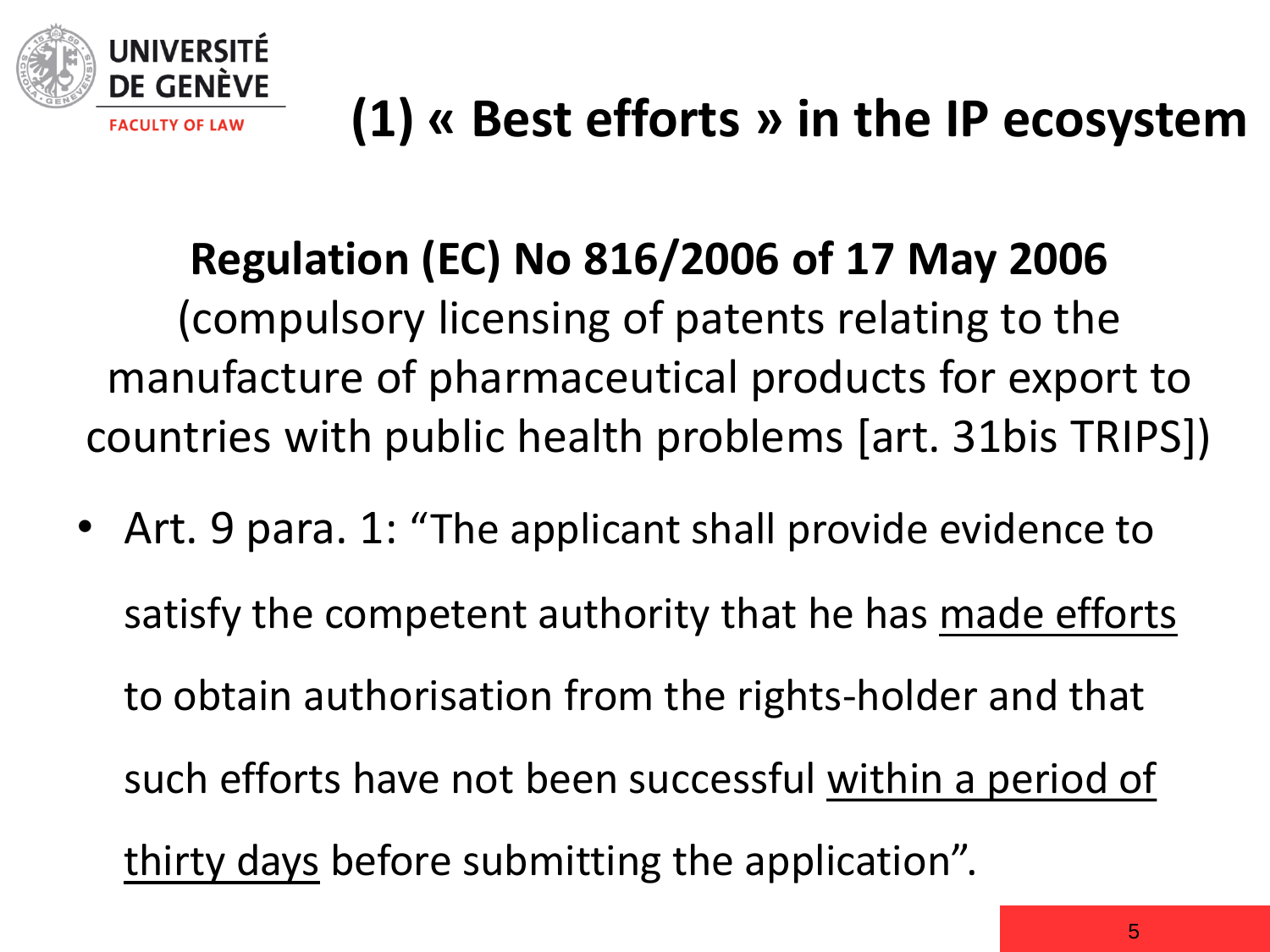# (1) « Best efforts » in the IP ecosystem

**Regulation (EC) No 816/2006 of 17 May 2006**
(compulsory licensing of patents relating to the manufacture of pharmaceutical products for export to countries with public health problems [art. 31bis TRIPS])

- Art. 9 para. 1: "The applicant shall provide evidence to satisfy the competent authority that he has <u>made efforts</u> to obtain authorisation from the rights-holder and that such efforts have not been successful <u>within a period of thirty days</u> before submitting the application".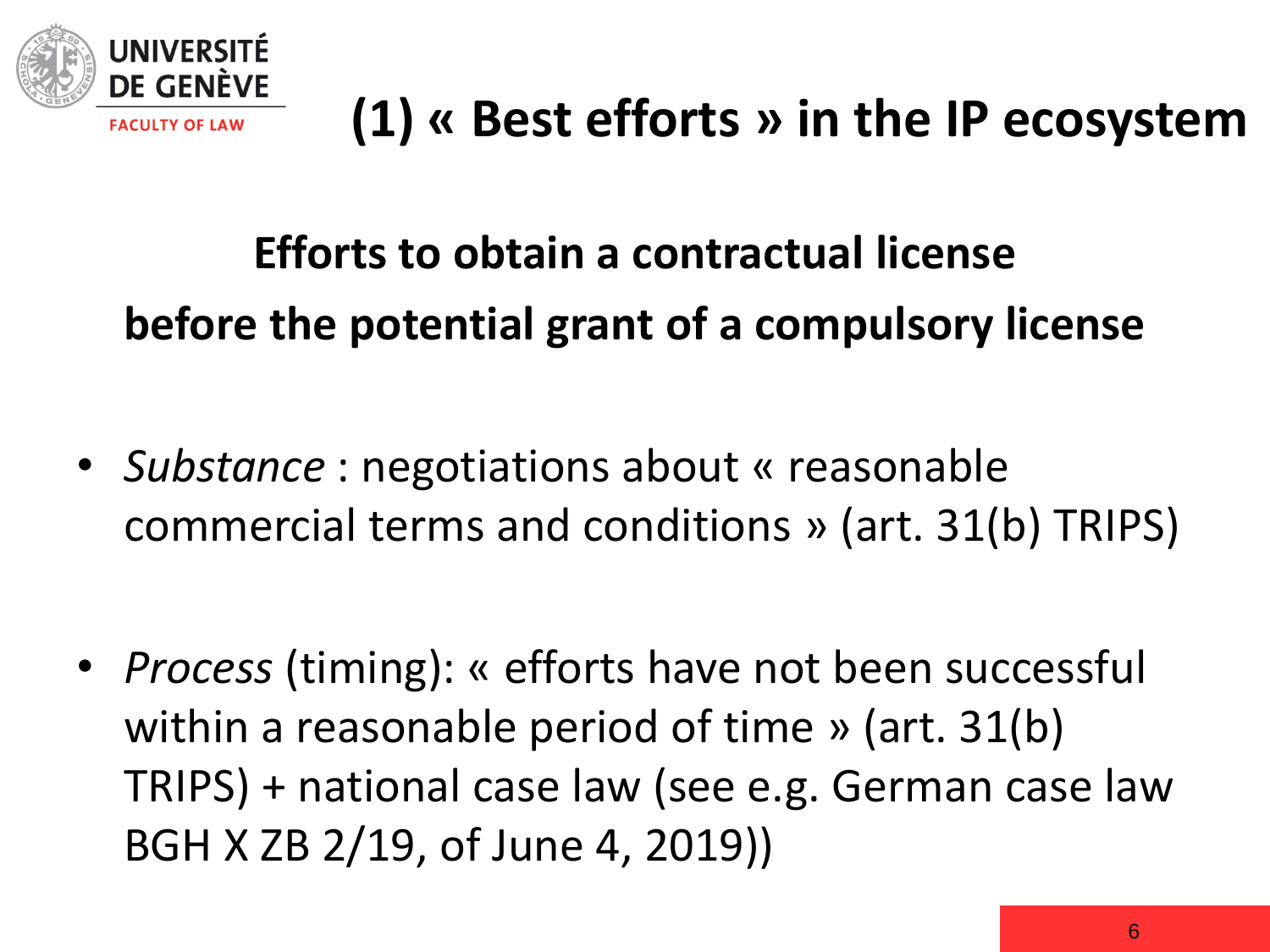# (1) « Best efforts » in the IP ecosystem

## Efforts to obtain a contractual license before the potential grant of a compulsory license

- *Substance* : negotiations about « reasonable commercial terms and conditions » (art. 31(b) TRIPS)

- *Process* (timing): « efforts have not been successful within a reasonable period of time » (art. 31(b) TRIPS) + national case law (see e.g. German case law BGH X ZB 2/19, of June 4, 2019))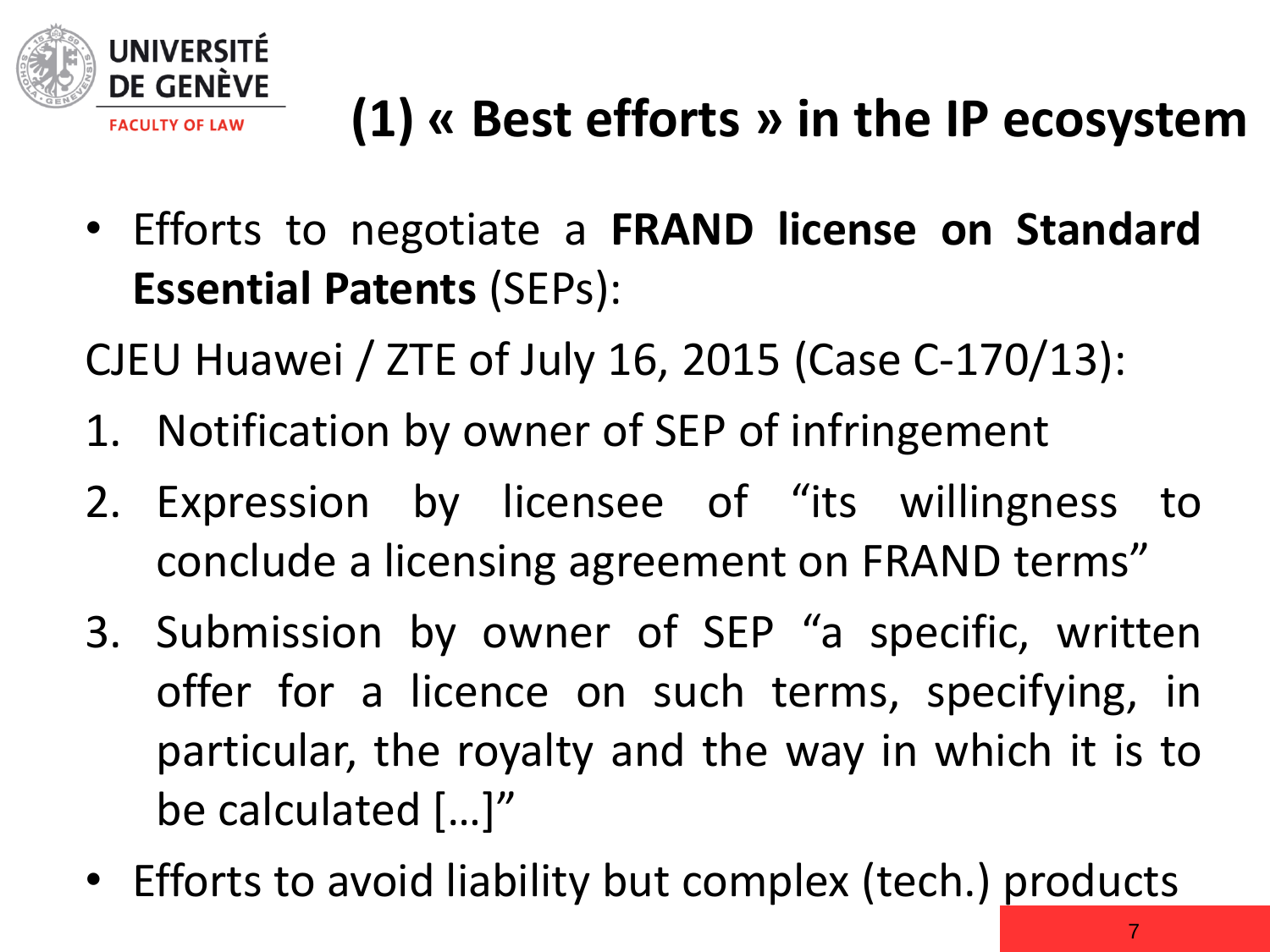# (1) « Best efforts » in the IP ecosystem

- Efforts to negotiate a **FRAND license on Standard Essential Patents** (SEPs):

CJEU Huawei / ZTE of July 16, 2015 (Case C-170/13):

1. Notification by owner of SEP of infringement
2. Expression by licensee of “its willingness to conclude a licensing agreement on FRAND terms”
3. Submission by owner of SEP “a specific, written offer for a licence on such terms, specifying, in particular, the royalty and the way in which it is to be calculated […]”

- Efforts to avoid liability but complex (tech.) products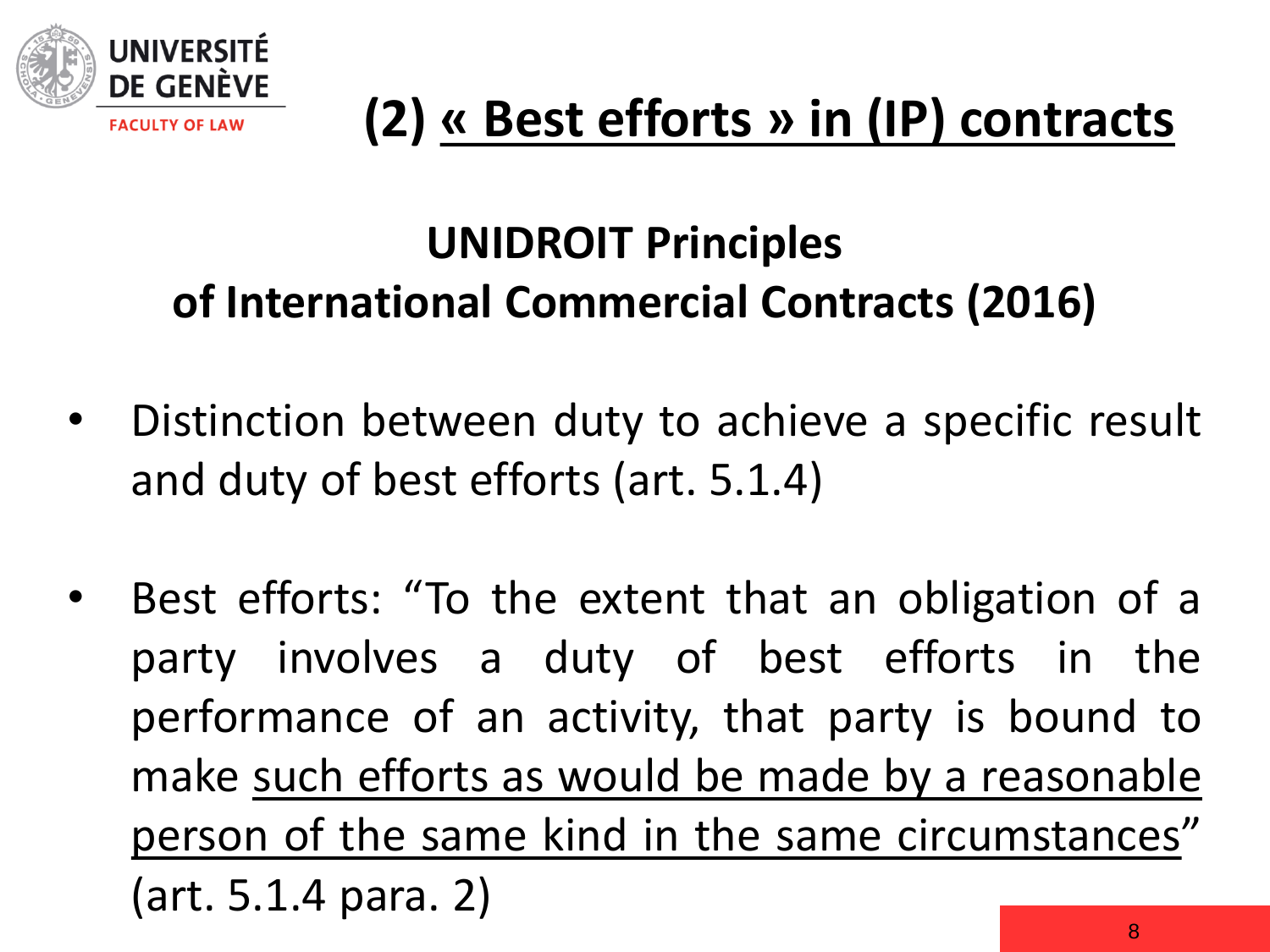# (2) « Best efforts » in (IP) contracts

## UNIDROIT Principles of International Commercial Contracts (2016)

- Distinction between duty to achieve a specific result and duty of best efforts (art. 5.1.4)
- Best efforts: "To the extent that an obligation of a party involves a duty of best efforts in the performance of an activity, that party is bound to make such efforts as would be made by a reasonable person of the same kind in the same circumstances" (art. 5.1.4 para. 2)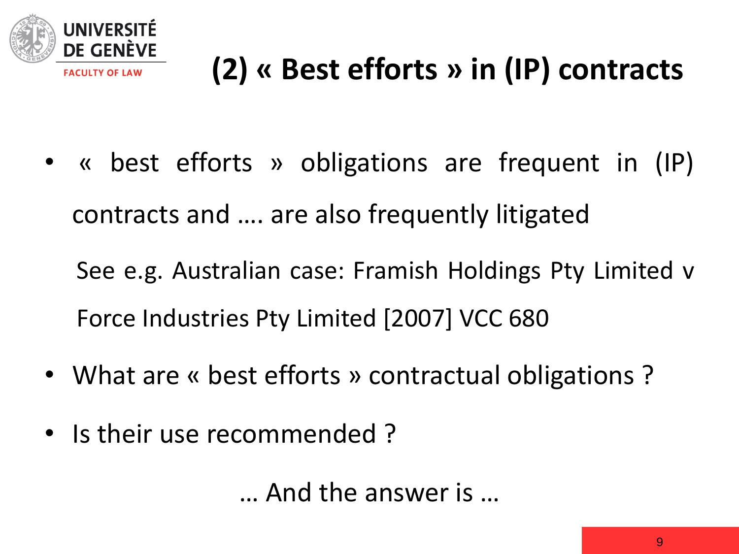# (2) « Best efforts » in (IP) contracts

- « best efforts » obligations are frequent in (IP) contracts and …. are also frequently litigated

  See e.g. Australian case: Framish Holdings Pty Limited v Force Industries Pty Limited [2007] VCC 680

- What are « best efforts » contractual obligations ?
- Is their use recommended ?

… And the answer is …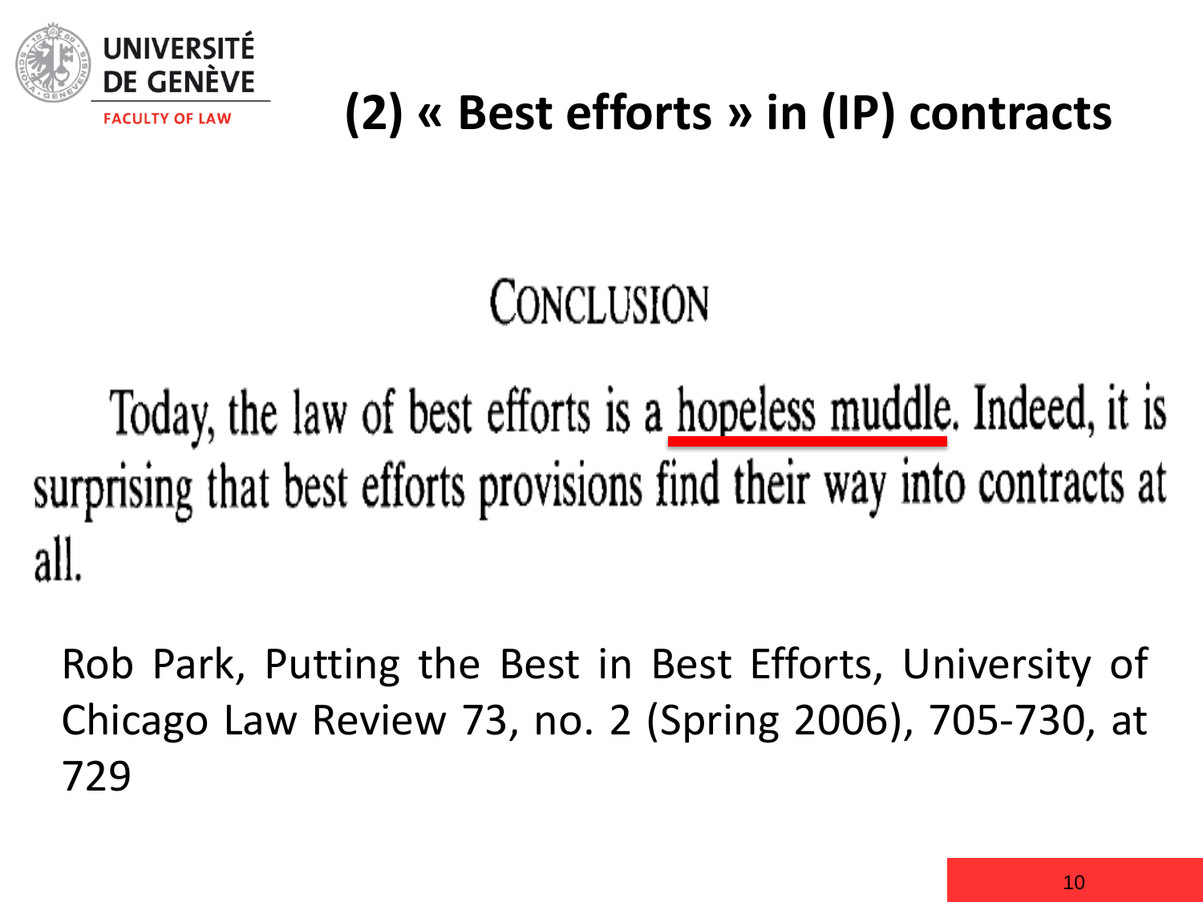# (2) « Best efforts » in (IP) contracts

## Conclusion

Today, the law of best efforts is a hopeless muddle. Indeed, it is surprising that best efforts provisions find their way into contracts at all.

Rob Park, Putting the Best in Best Efforts, University of Chicago Law Review 73, no. 2 (Spring 2006), 705-730, at 729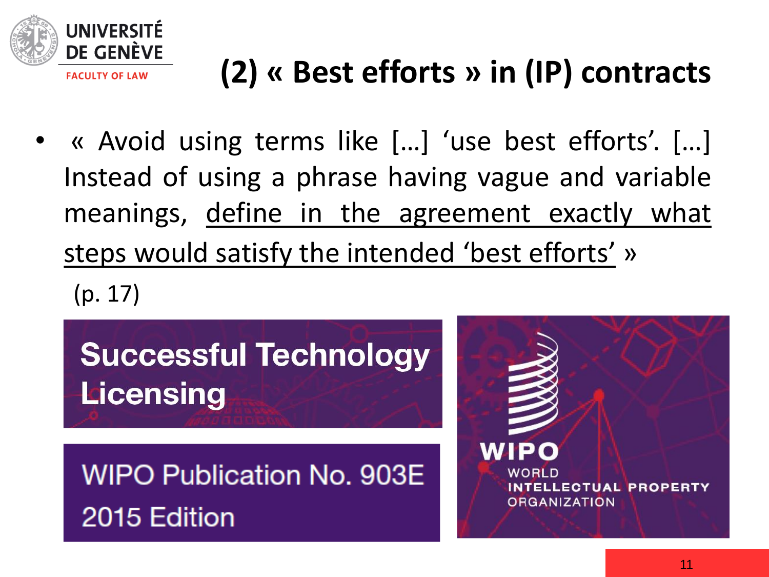# (2) « Best efforts » in (IP) contracts

- « Avoid using terms like […] 'use best efforts'. […] Instead of using a phrase having vague and variable meanings, <u>define in the agreement exactly what steps would satisfy the intended 'best efforts'</u> »

  (p. 17)

**Successful Technology Licensing**

WIPO Publication No. 903E
2015 Edition

WIPO
WORLD INTELLECTUAL PROPERTY ORGANIZATION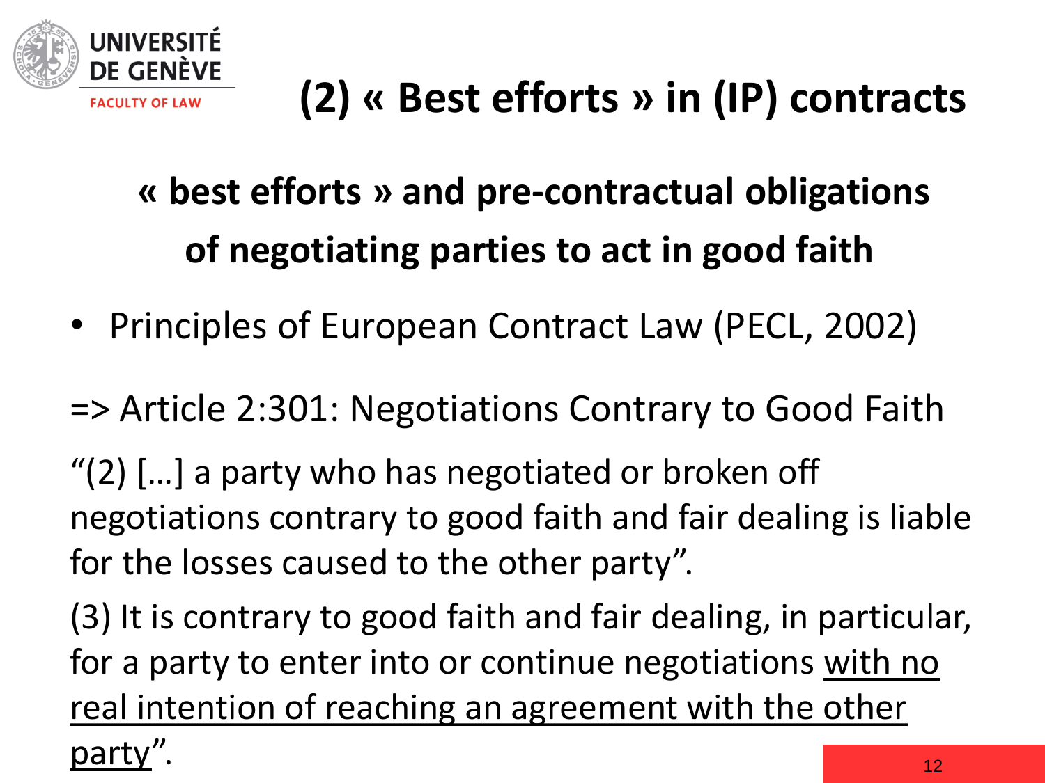# (2) « Best efforts » in (IP) contracts

## « best efforts » and pre-contractual obligations of negotiating parties to act in good faith

- Principles of European Contract Law (PECL, 2002)

=> Article 2:301: Negotiations Contrary to Good Faith

"(2) […] a party who has negotiated or broken off negotiations contrary to good faith and fair dealing is liable for the losses caused to the other party".

(3) It is contrary to good faith and fair dealing, in particular, for a party to enter into or continue negotiations <u>with no real intention of reaching an agreement with the other party</u>".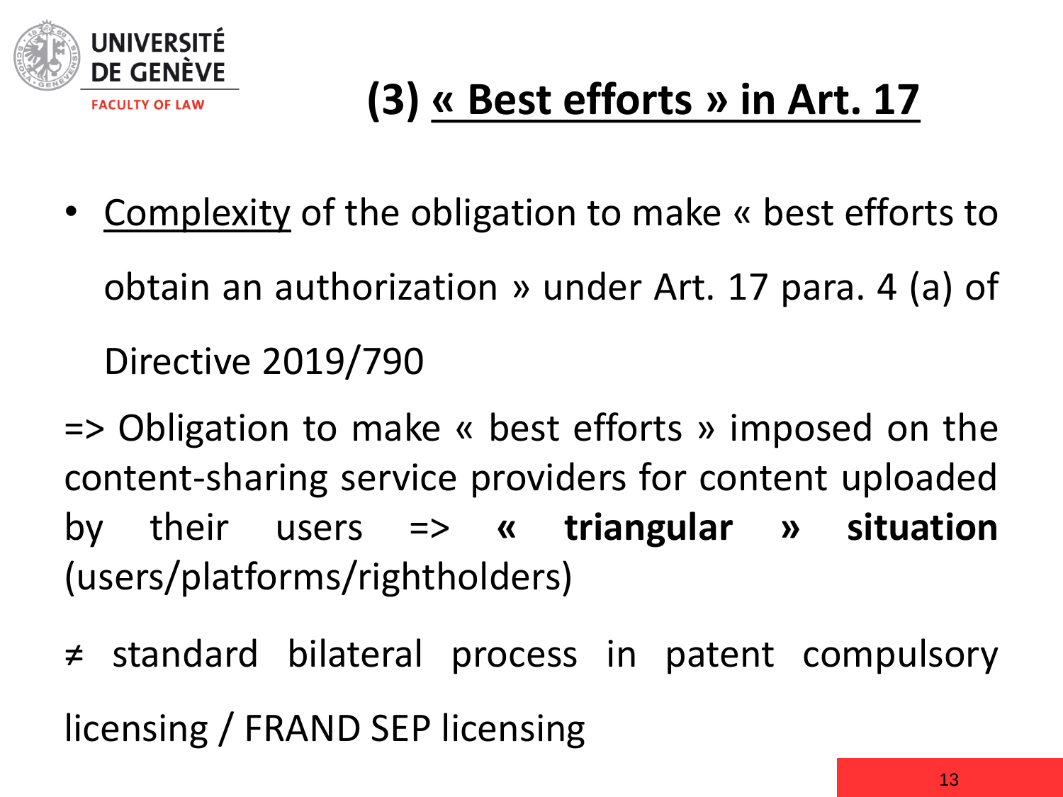# (3) « Best efforts » in Art. 17

- Complexity of the obligation to make « best efforts to obtain an authorization » under Art. 17 para. 4 (a) of Directive 2019/790

=> Obligation to make « best efforts » imposed on the content-sharing service providers for content uploaded by their users => **« triangular » situation** (users/platforms/rightholders)

≠ standard bilateral process in patent compulsory licensing / FRAND SEP licensing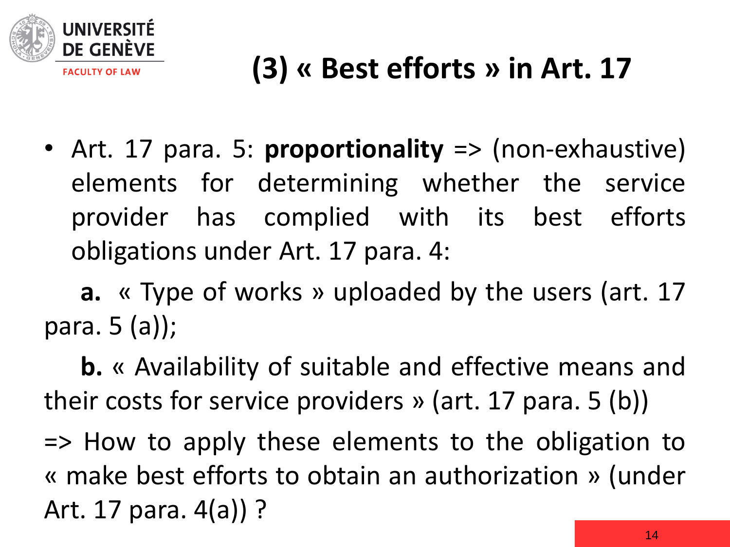# (3) « Best efforts » in Art. 17

- Art. 17 para. 5: **proportionality** => (non-exhaustive) elements for determining whether the service provider has complied with its best efforts obligations under Art. 17 para. 4:

  **a.** « Type of works » uploaded by the users (art. 17 para. 5 (a));

  **b.** « Availability of suitable and effective means and their costs for service providers » (art. 17 para. 5 (b))

=> How to apply these elements to the obligation to « make best efforts to obtain an authorization » (under Art. 17 para. 4(a)) ?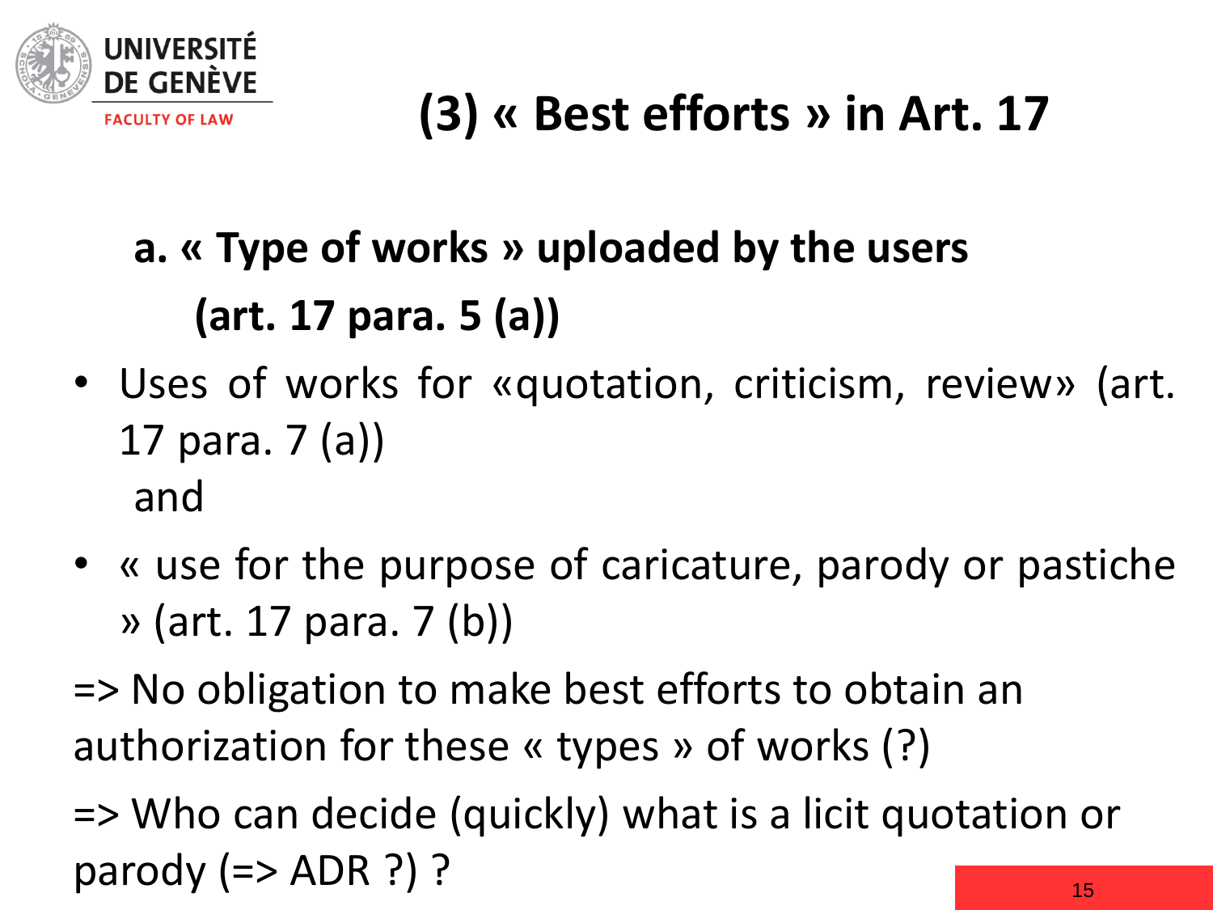# (3) « Best efforts » in Art. 17

## a. « Type of works » uploaded by the users (art. 17 para. 5 (a))

- Uses of works for «quotation, criticism, review» (art. 17 para. 7 (a))

  and

- « use for the purpose of caricature, parody or pastiche » (art. 17 para. 7 (b))

=> No obligation to make best efforts to obtain an authorization for these « types » of works (?)

=> Who can decide (quickly) what is a licit quotation or parody (=> ADR ?) ?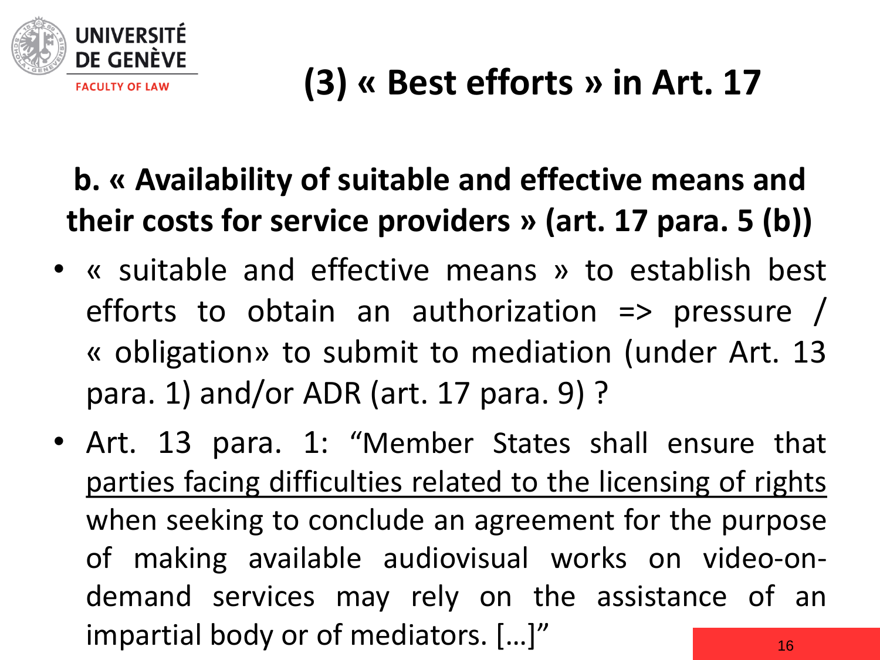# (3) « Best efforts » in Art. 17

## b. « Availability of suitable and effective means and their costs for service providers » (art. 17 para. 5 (b))

- « suitable and effective means » to establish best efforts to obtain an authorization => pressure / « obligation» to submit to mediation (under Art. 13 para. 1) and/or ADR (art. 17 para. 9) ?
- Art. 13 para. 1: “Member States shall ensure that <u>parties facing difficulties related to the licensing of rights</u> when seeking to conclude an agreement for the purpose of making available audiovisual works on video-on-demand services may rely on the assistance of an impartial body or of mediators. […]”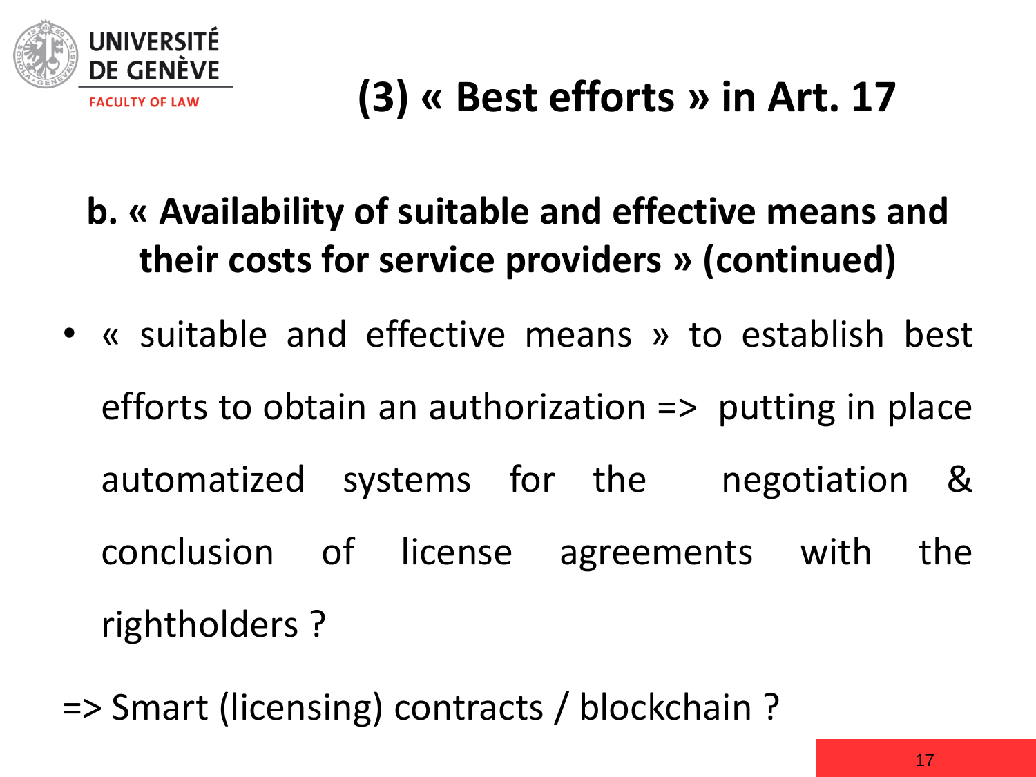# (3) « Best efforts » in Art. 17

## b. « Availability of suitable and effective means and their costs for service providers » (continued)

- « suitable and effective means » to establish best efforts to obtain an authorization => putting in place automatized systems for the negotiation & conclusion of license agreements with the rightholders ?

=> Smart (licensing) contracts / blockchain ?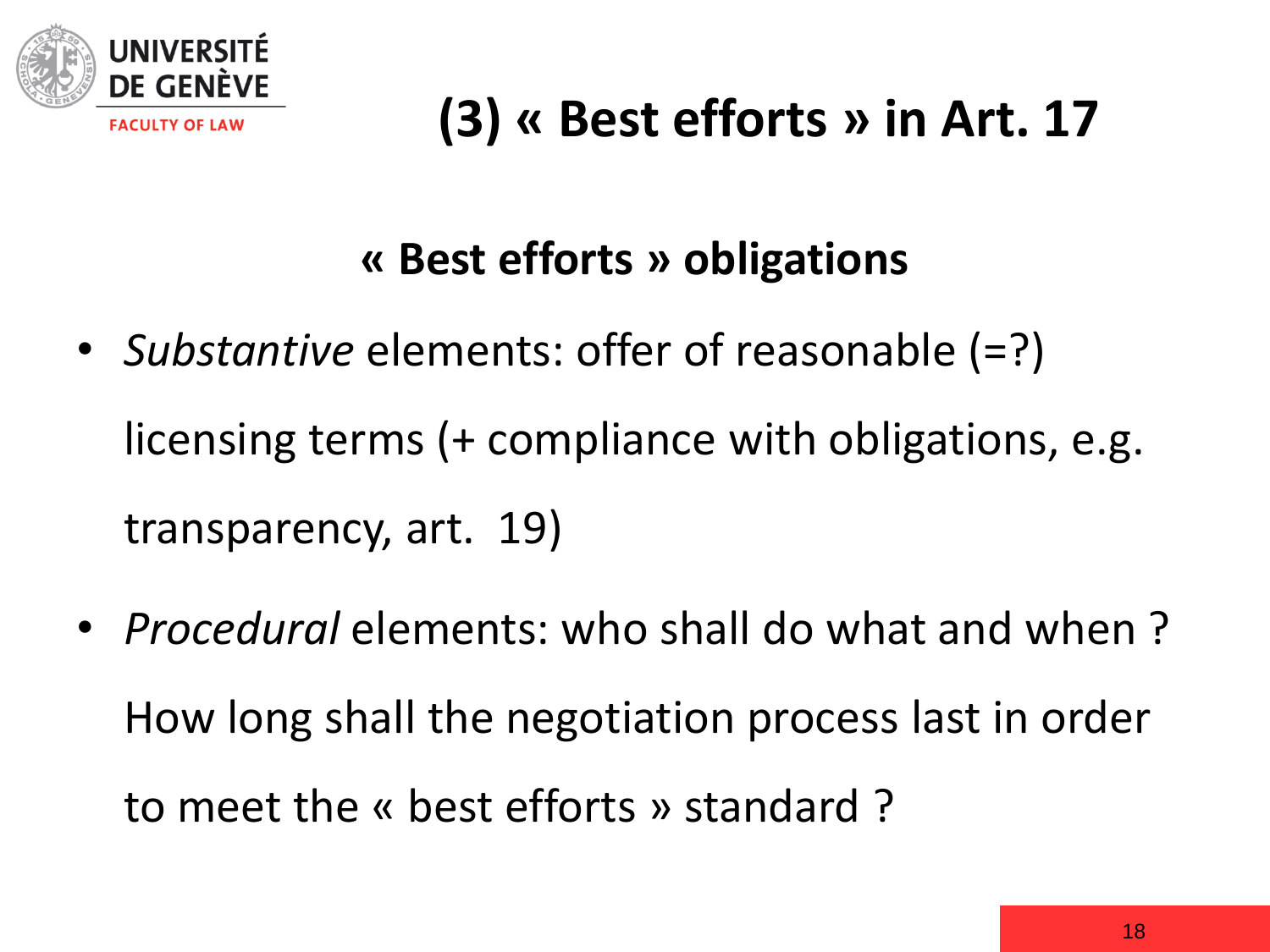# (3) « Best efforts » in Art. 17

## « Best efforts » obligations

- *Substantive* elements: offer of reasonable (=?) licensing terms (+ compliance with obligations, e.g. transparency, art. 19)
- *Procedural* elements: who shall do what and when ? How long shall the negotiation process last in order to meet the « best efforts » standard ?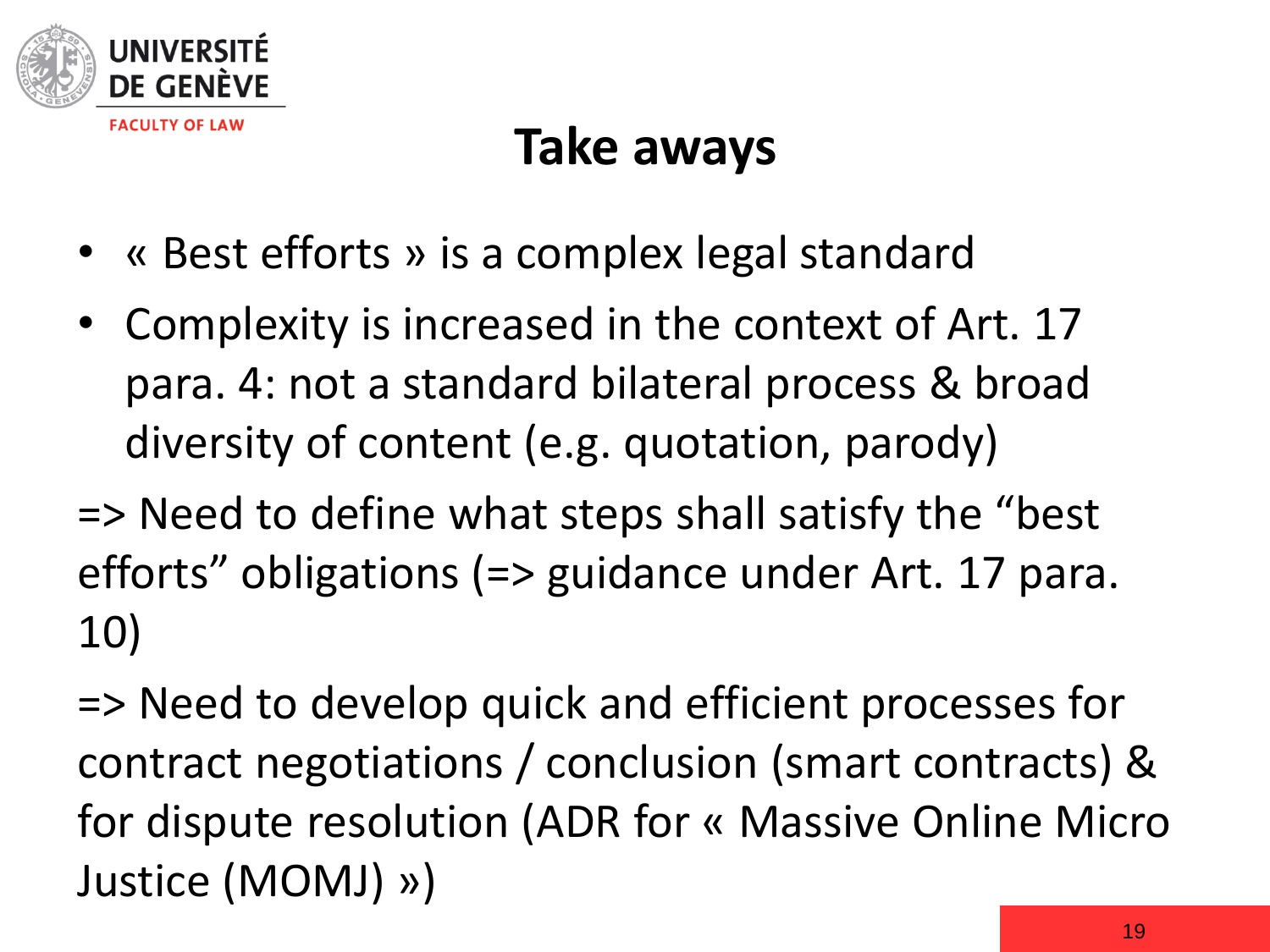# Take aways

- « Best efforts » is a complex legal standard
- Complexity is increased in the context of Art. 17 para. 4: not a standard bilateral process & broad diversity of content (e.g. quotation, parody)

=> Need to define what steps shall satisfy the "best efforts" obligations (=> guidance under Art. 17 para. 10)

=> Need to develop quick and efficient processes for contract negotiations / conclusion (smart contracts) & for dispute resolution (ADR for « Massive Online Micro Justice (MOMJ) »)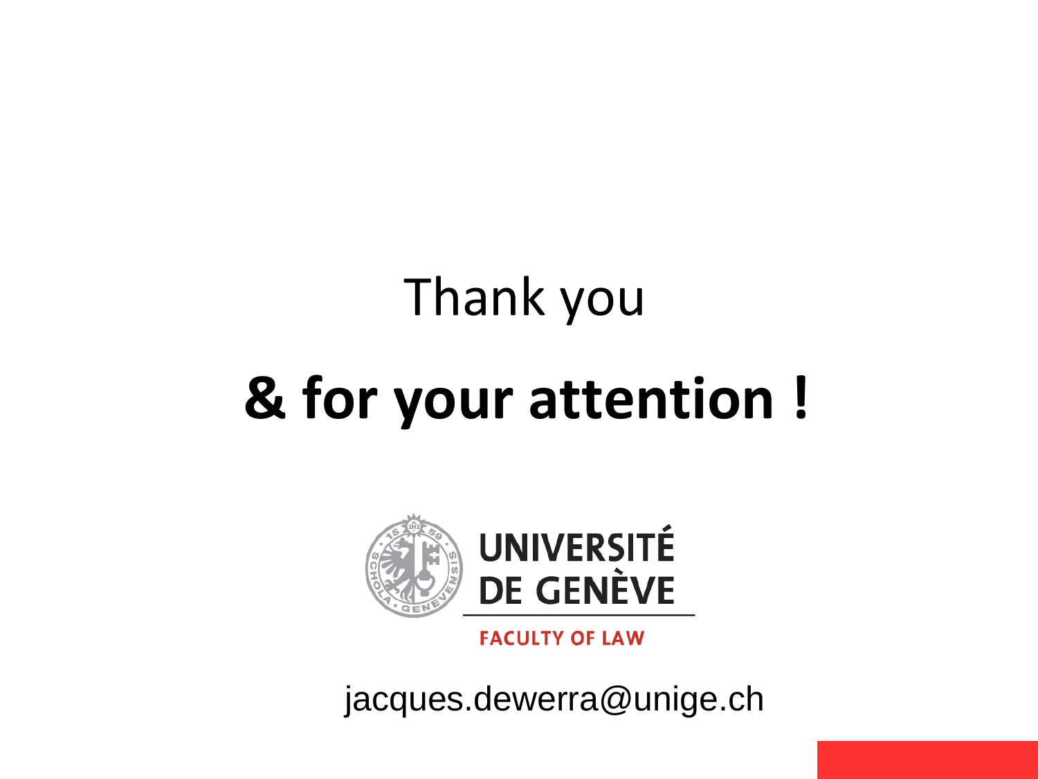Thank you

**& for your attention !**

UNIVERSITÉ DE GENÈVE

FACULTY OF LAW

jacques.dewerra@unige.ch